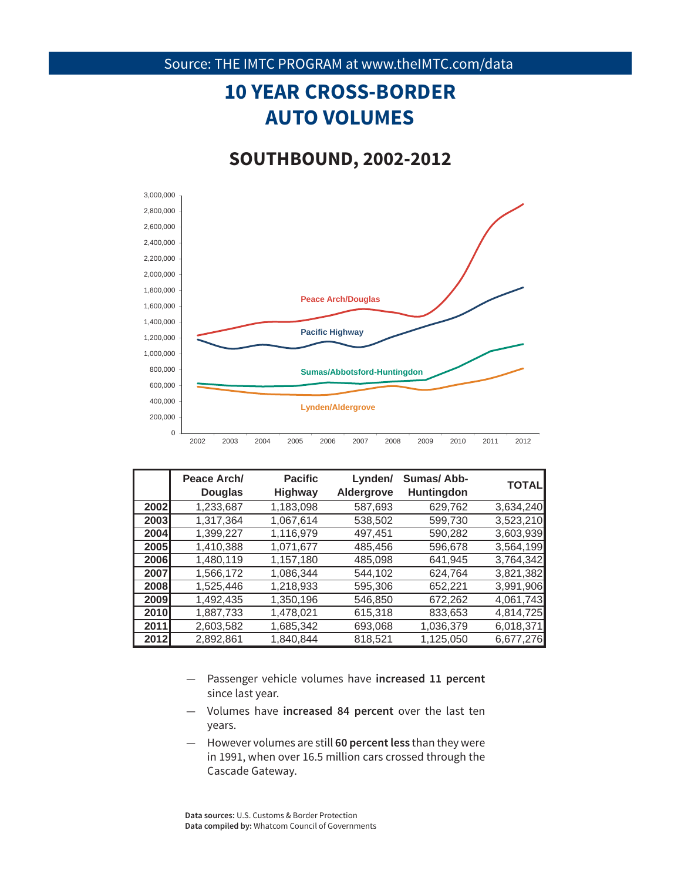Source: THE IMTC PROGRAM at www.theIMTC.com/data

# 10 YEAR CROSS-BORDER AUTO VOLUMES

## SOUTHBOUND, 2002-2012

|  | Peace Arch/ Douglas | Pacific Highway | Lynden/ Aldergrove | Sumas/ Abb-Huntingdon | TOTAL |
|---|---|---|---|---|---|
| 2002 | 1,233,687 | 1,183,098 | 587,693 | 629,762 | 3,634,240 |
| 2003 | 1,317,364 | 1,067,614 | 538,502 | 599,730 | 3,523,210 |
| 2004 | 1,399,227 | 1,116,979 | 497,451 | 590,282 | 3,603,939 |
| 2005 | 1,410,388 | 1,071,677 | 485,456 | 596,678 | 3,564,199 |
| 2006 | 1,480,119 | 1,157,180 | 485,098 | 641,945 | 3,764,342 |
| 2007 | 1,566,172 | 1,086,344 | 544,102 | 624,764 | 3,821,382 |
| 2008 | 1,525,446 | 1,218,933 | 595,306 | 652,221 | 3,991,906 |
| 2009 | 1,492,435 | 1,350,196 | 546,850 | 672,262 | 4,061,743 |
| 2010 | 1,887,733 | 1,478,021 | 615,318 | 833,653 | 4,814,725 |
| 2011 | 2,603,582 | 1,685,342 | 693,068 | 1,036,379 | 6,018,371 |
| 2012 | 2,892,861 | 1,840,844 | 818,521 | 1,125,050 | 6,677,276 |

- Passenger vehicle volumes have **increased 11 percent** since last year.
- Volumes have **increased 84 percent** over the last ten years.
- However volumes are still **60 percent less** than they were in 1991, when over 16.5 million cars crossed through the Cascade Gateway.

**Data sources:** U.S. Customs & Border Protection
**Data compiled by:** Whatcom Council of Governments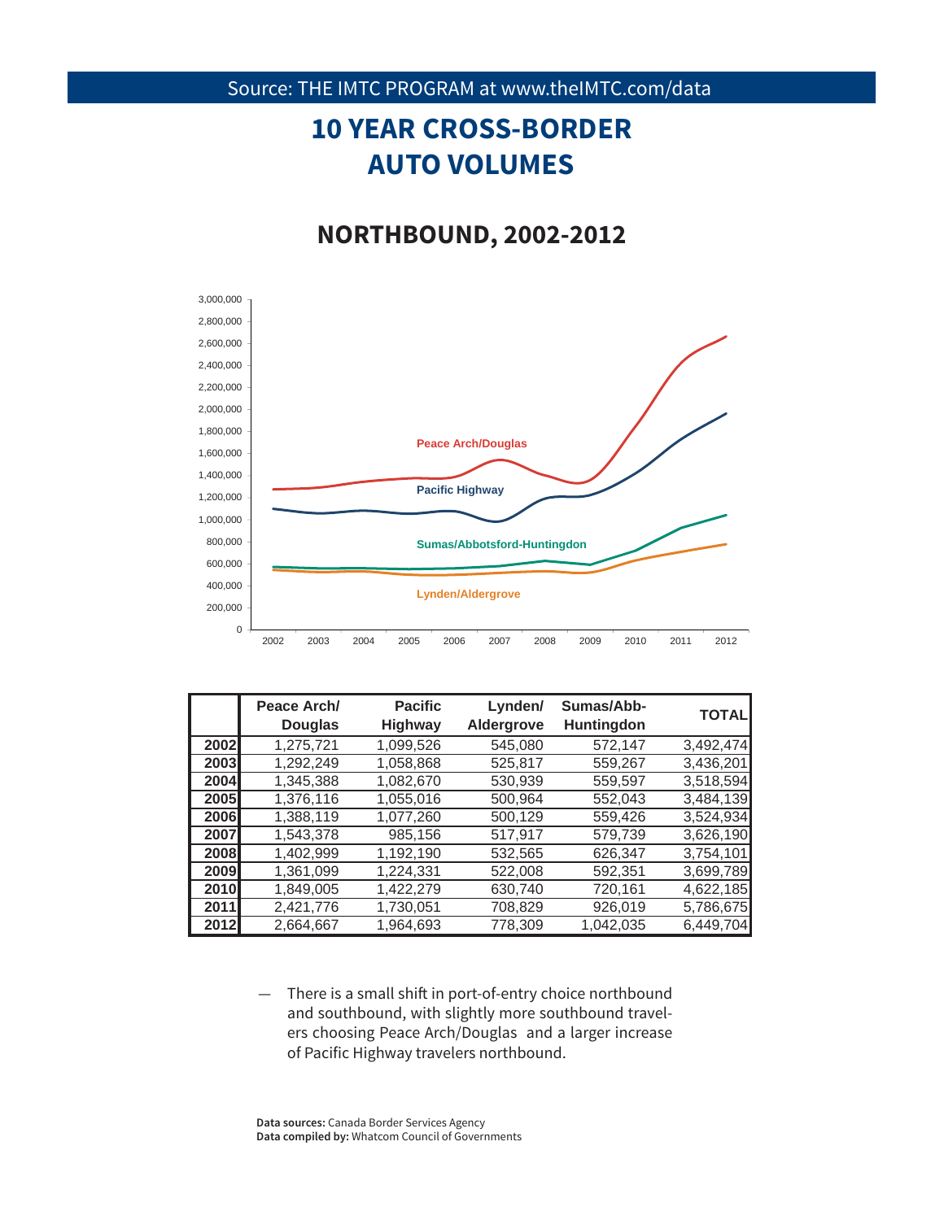Source: THE IMTC PROGRAM at www.theIMTC.com/data

# 10 YEAR CROSS-BORDER AUTO VOLUMES

## NORTHBOUND, 2002-2012

3,000,000
2,800,000
2,600,000
2,400,000
2,200,000
2,000,000
1,800,000
1,600,000
1,400,000
1,200,000
1,000,000
800,000
600,000
400,000
200,000
0

2002 2003 2004 2005 2006 2007 2008 2009 2010 2011 2012

Peace Arch/Douglas
Pacific Highway
Sumas/Abbotsford-Huntingdon
Lynden/Aldergrove

| | Peace Arch/ Douglas | Pacific Highway | Lynden/ Aldergrove | Sumas/Abb-Huntingdon | TOTAL |
|---|---|---|---|---|---|
| 2002 | 1,275,721 | 1,099,526 | 545,080 | 572,147 | 3,492,474 |
| 2003 | 1,292,249 | 1,058,868 | 525,817 | 559,267 | 3,436,201 |
| 2004 | 1,345,388 | 1,082,670 | 530,939 | 559,597 | 3,518,594 |
| 2005 | 1,376,116 | 1,055,016 | 500,964 | 552,043 | 3,484,139 |
| 2006 | 1,388,119 | 1,077,260 | 500,129 | 559,426 | 3,524,934 |
| 2007 | 1,543,378 | 985,156 | 517,917 | 579,739 | 3,626,190 |
| 2008 | 1,402,999 | 1,192,190 | 532,565 | 626,347 | 3,754,101 |
| 2009 | 1,361,099 | 1,224,331 | 522,008 | 592,351 | 3,699,789 |
| 2010 | 1,849,005 | 1,422,279 | 630,740 | 720,161 | 4,622,185 |
| 2011 | 2,421,776 | 1,730,051 | 708,829 | 926,019 | 5,786,675 |
| 2012 | 2,664,667 | 1,964,693 | 778,309 | 1,042,035 | 6,449,704 |

— There is a small shift in port-of-entry choice northbound and southbound, with slightly more southbound travelers choosing Peace Arch/Douglas and a larger increase of Pacific Highway travelers northbound.

**Data sources:** Canada Border Services Agency
**Data compiled by:** Whatcom Council of Governments